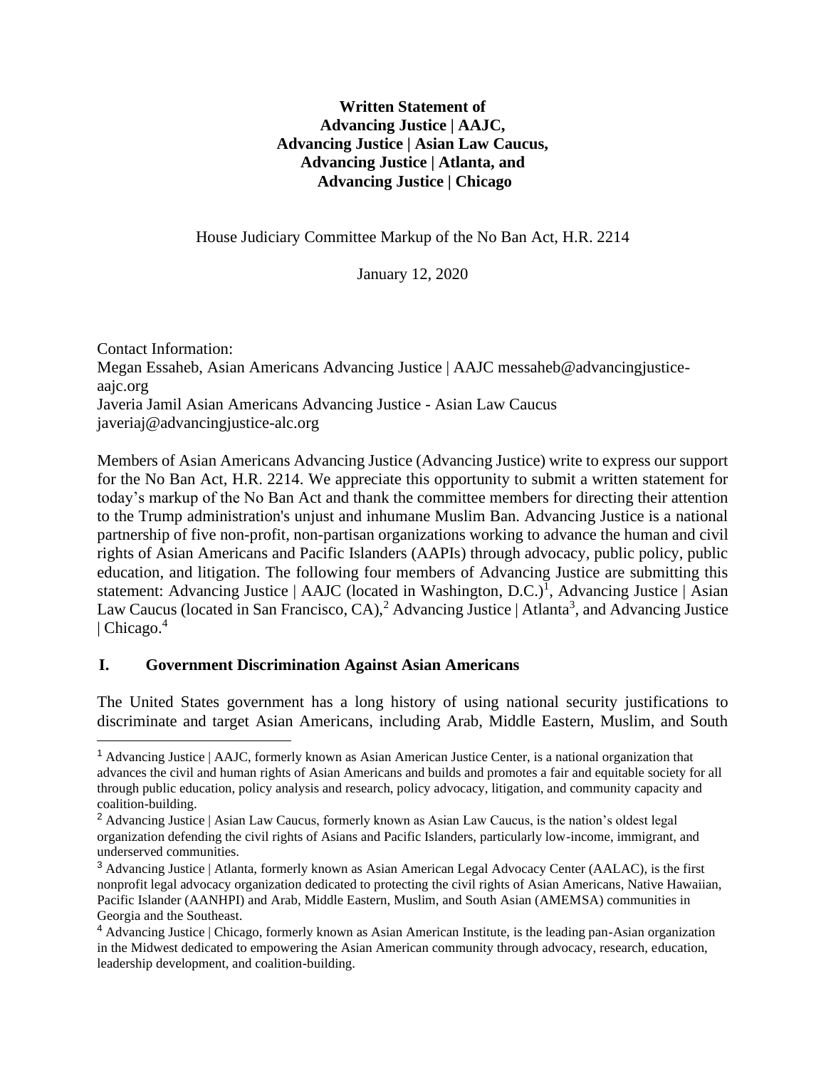**Written Statement of**
**Advancing Justice | AAJC,**
**Advancing Justice | Asian Law Caucus,**
**Advancing Justice | Atlanta, and**
**Advancing Justice | Chicago**

House Judiciary Committee Markup of the No Ban Act, H.R. 2214

January 12, 2020

Contact Information:
Megan Essaheb, Asian Americans Advancing Justice | AAJC messaheb@advancingjustice-aajc.org
Javeria Jamil Asian Americans Advancing Justice - Asian Law Caucus
javeriaj@advancingjustice-alc.org

Members of Asian Americans Advancing Justice (Advancing Justice) write to express our support for the No Ban Act, H.R. 2214. We appreciate this opportunity to submit a written statement for today's markup of the No Ban Act and thank the committee members for directing their attention to the Trump administration's unjust and inhumane Muslim Ban. Advancing Justice is a national partnership of five non-profit, non-partisan organizations working to advance the human and civil rights of Asian Americans and Pacific Islanders (AAPIs) through advocacy, public policy, public education, and litigation. The following four members of Advancing Justice are submitting this statement: Advancing Justice | AAJC (located in Washington, D.C.)[1], Advancing Justice | Asian Law Caucus (located in San Francisco, CA),[2] Advancing Justice | Atlanta[3], and Advancing Justice | Chicago.[4]

## I. Government Discrimination Against Asian Americans

The United States government has a long history of using national security justifications to discriminate and target Asian Americans, including Arab, Middle Eastern, Muslim, and South

---

[1] Advancing Justice | AAJC, formerly known as Asian American Justice Center, is a national organization that advances the civil and human rights of Asian Americans and builds and promotes a fair and equitable society for all through public education, policy analysis and research, policy advocacy, litigation, and community capacity and coalition-building.

[2] Advancing Justice | Asian Law Caucus, formerly known as Asian Law Caucus, is the nation's oldest legal organization defending the civil rights of Asians and Pacific Islanders, particularly low-income, immigrant, and underserved communities.

[3] Advancing Justice | Atlanta, formerly known as Asian American Legal Advocacy Center (AALAC), is the first nonprofit legal advocacy organization dedicated to protecting the civil rights of Asian Americans, Native Hawaiian, Pacific Islander (AANHPI) and Arab, Middle Eastern, Muslim, and South Asian (AMEMSA) communities in Georgia and the Southeast.

[4] Advancing Justice | Chicago, formerly known as Asian American Institute, is the leading pan-Asian organization in the Midwest dedicated to empowering the Asian American community through advocacy, research, education, leadership development, and coalition-building.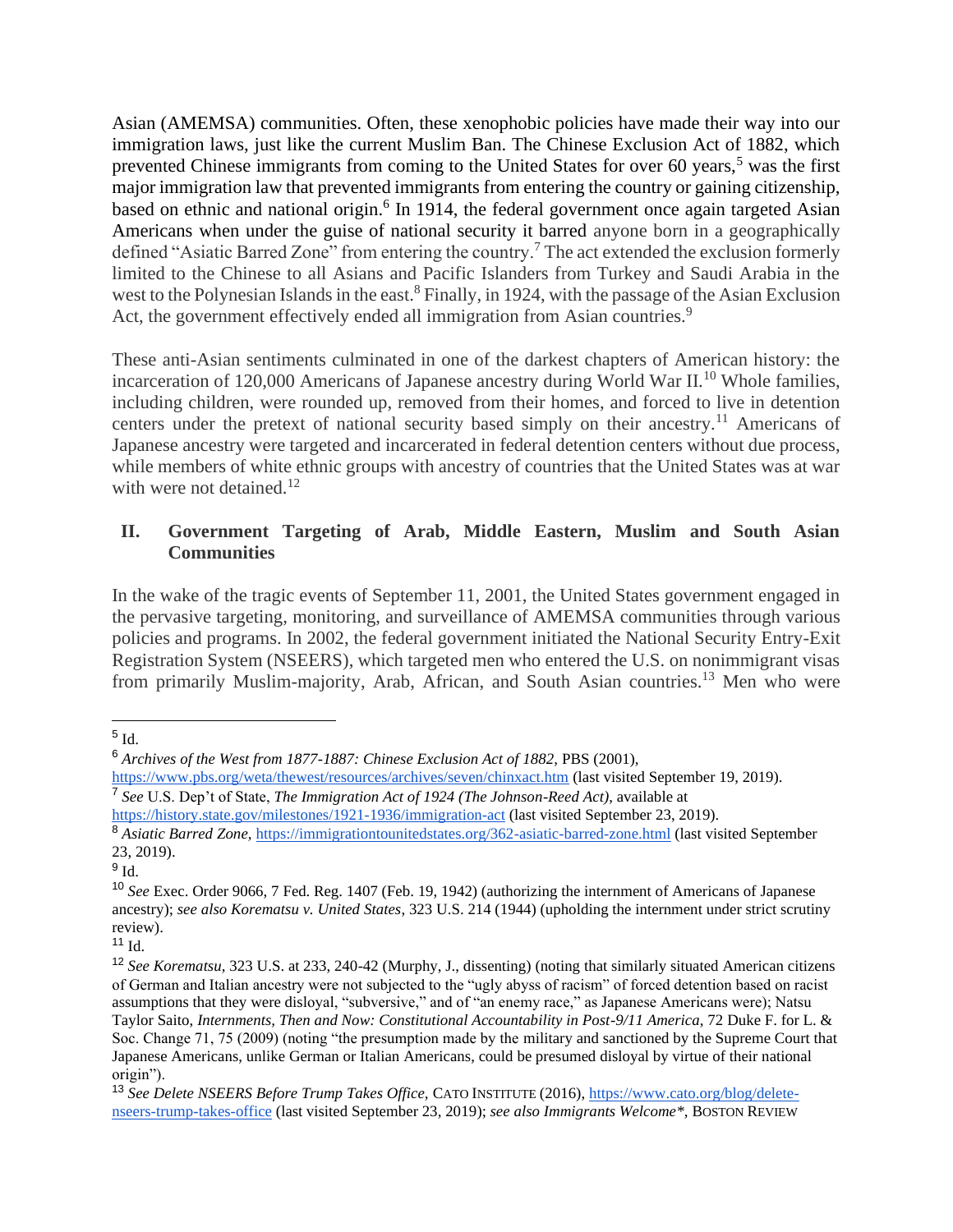Asian (AMEMSA) communities. Often, these xenophobic policies have made their way into our immigration laws, just like the current Muslim Ban. The Chinese Exclusion Act of 1882, which prevented Chinese immigrants from coming to the United States for over 60 years,[5] was the first major immigration law that prevented immigrants from entering the country or gaining citizenship, based on ethnic and national origin.[6] In 1914, the federal government once again targeted Asian Americans when under the guise of national security it barred anyone born in a geographically defined "Asiatic Barred Zone" from entering the country.[7] The act extended the exclusion formerly limited to the Chinese to all Asians and Pacific Islanders from Turkey and Saudi Arabia in the west to the Polynesian Islands in the east.[8] Finally, in 1924, with the passage of the Asian Exclusion Act, the government effectively ended all immigration from Asian countries.[9]

These anti-Asian sentiments culminated in one of the darkest chapters of American history: the incarceration of 120,000 Americans of Japanese ancestry during World War II.[10] Whole families, including children, were rounded up, removed from their homes, and forced to live in detention centers under the pretext of national security based simply on their ancestry.[11] Americans of Japanese ancestry were targeted and incarcerated in federal detention centers without due process, while members of white ethnic groups with ancestry of countries that the United States was at war with were not detained.[12]

## II. Government Targeting of Arab, Middle Eastern, Muslim and South Asian Communities

In the wake of the tragic events of September 11, 2001, the United States government engaged in the pervasive targeting, monitoring, and surveillance of AMEMSA communities through various policies and programs. In 2002, the federal government initiated the National Security Entry-Exit Registration System (NSEERS), which targeted men who entered the U.S. on nonimmigrant visas from primarily Muslim-majority, Arab, African, and South Asian countries.[13] Men who were

---

[5] Id.

[6] *Archives of the West from 1877-1887: Chinese Exclusion Act of 1882*, PBS (2001), https://www.pbs.org/weta/thewest/resources/archives/seven/chinxact.htm (last visited September 19, 2019).

[7] *See* U.S. Dep't of State, *The Immigration Act of 1924 (The Johnson-Reed Act)*, available at https://history.state.gov/milestones/1921-1936/immigration-act (last visited September 23, 2019).

[8] *Asiatic Barred Zone*, https://immigrationtounitedstates.org/362-asiatic-barred-zone.html (last visited September 23, 2019).

[9] Id.

[10] *See* Exec. Order 9066, 7 Fed. Reg. 1407 (Feb. 19, 1942) (authorizing the internment of Americans of Japanese ancestry); *see also Korematsu v. United States*, 323 U.S. 214 (1944) (upholding the internment under strict scrutiny review).

[11] Id.

[12] *See Korematsu*, 323 U.S. at 233, 240-42 (Murphy, J., dissenting) (noting that similarly situated American citizens of German and Italian ancestry were not subjected to the "ugly abyss of racism" of forced detention based on racist assumptions that they were disloyal, "subversive," and of "an enemy race," as Japanese Americans were); Natsu Taylor Saito, *Internments, Then and Now: Constitutional Accountability in Post-9/11 America*, 72 Duke F. for L. & Soc. Change 71, 75 (2009) (noting "the presumption made by the military and sanctioned by the Supreme Court that Japanese Americans, unlike German or Italian Americans, could be presumed disloyal by virtue of their national origin").

[13] *See Delete NSEERS Before Trump Takes Office*, CATO INSTITUTE (2016), https://www.cato.org/blog/delete-nseers-trump-takes-office (last visited September 23, 2019); *see also Immigrants Welcome*\*, BOSTON REVIEW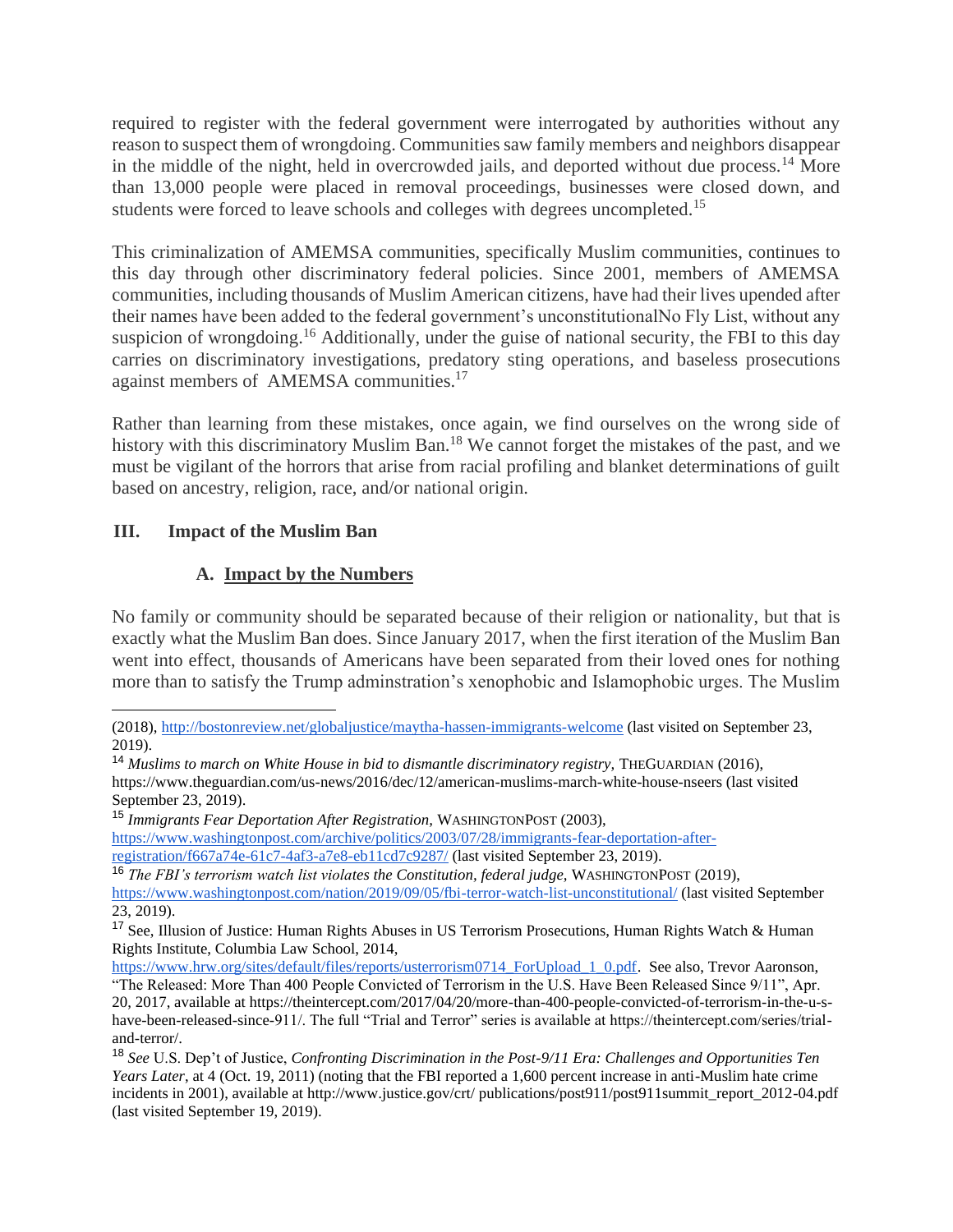required to register with the federal government were interrogated by authorities without any reason to suspect them of wrongdoing. Communities saw family members and neighbors disappear in the middle of the night, held in overcrowded jails, and deported without due process.[14] More than 13,000 people were placed in removal proceedings, businesses were closed down, and students were forced to leave schools and colleges with degrees uncompleted.[15]

This criminalization of AMEMSA communities, specifically Muslim communities, continues to this day through other discriminatory federal policies. Since 2001, members of AMEMSA communities, including thousands of Muslim American citizens, have had their lives upended after their names have been added to the federal government's unconstitutionalNo Fly List, without any suspicion of wrongdoing.[16] Additionally, under the guise of national security, the FBI to this day carries on discriminatory investigations, predatory sting operations, and baseless prosecutions against members of AMEMSA communities.[17]

Rather than learning from these mistakes, once again, we find ourselves on the wrong side of history with this discriminatory Muslim Ban.[18] We cannot forget the mistakes of the past, and we must be vigilant of the horrors that arise from racial profiling and blanket determinations of guilt based on ancestry, religion, race, and/or national origin.

## III. Impact of the Muslim Ban

### A. Impact by the Numbers

No family or community should be separated because of their religion or nationality, but that is exactly what the Muslim Ban does. Since January 2017, when the first iteration of the Muslim Ban went into effect, thousands of Americans have been separated from their loved ones for nothing more than to satisfy the Trump adminstration's xenophobic and Islamophobic urges. The Muslim

---

(2018), http://bostonreview.net/globaljustice/maytha-hassen-immigrants-welcome (last visited on September 23, 2019).

[14] *Muslims to march on White House in bid to dismantle discriminatory registry*, THEGUARDIAN (2016), https://www.theguardian.com/us-news/2016/dec/12/american-muslims-march-white-house-nseers (last visited September 23, 2019).

[15] *Immigrants Fear Deportation After Registration*, WASHINGTONPOST (2003), https://www.washingtonpost.com/archive/politics/2003/07/28/immigrants-fear-deportation-after-registration/f667a74e-61c7-4af3-a7e8-eb11cd7c9287/ (last visited September 23, 2019).

[16] *The FBI's terrorism watch list violates the Constitution, federal judge*, WASHINGTONPOST (2019), https://www.washingtonpost.com/nation/2019/09/05/fbi-terror-watch-list-unconstitutional/ (last visited September 23, 2019).

[17] See, Illusion of Justice: Human Rights Abuses in US Terrorism Prosecutions, Human Rights Watch & Human Rights Institute, Columbia Law School, 2014, https://www.hrw.org/sites/default/files/reports/usterrorism0714_ForUpload_1_0.pdf. See also, Trevor Aaronson, "The Released: More Than 400 People Convicted of Terrorism in the U.S. Have Been Released Since 9/11", Apr. 20, 2017, available at https://theintercept.com/2017/04/20/more-than-400-people-convicted-of-terrorism-in-the-u-s-have-been-released-since-911/. The full "Trial and Terror" series is available at https://theintercept.com/series/trial-and-terror/.

[18] *See* U.S. Dep't of Justice, *Confronting Discrimination in the Post-9/11 Era: Challenges and Opportunities Ten Years Later*, at 4 (Oct. 19, 2011) (noting that the FBI reported a 1,600 percent increase in anti-Muslim hate crime incidents in 2001), available at http://www.justice.gov/crt/ publications/post911/post911summit_report_2012-04.pdf (last visited September 19, 2019).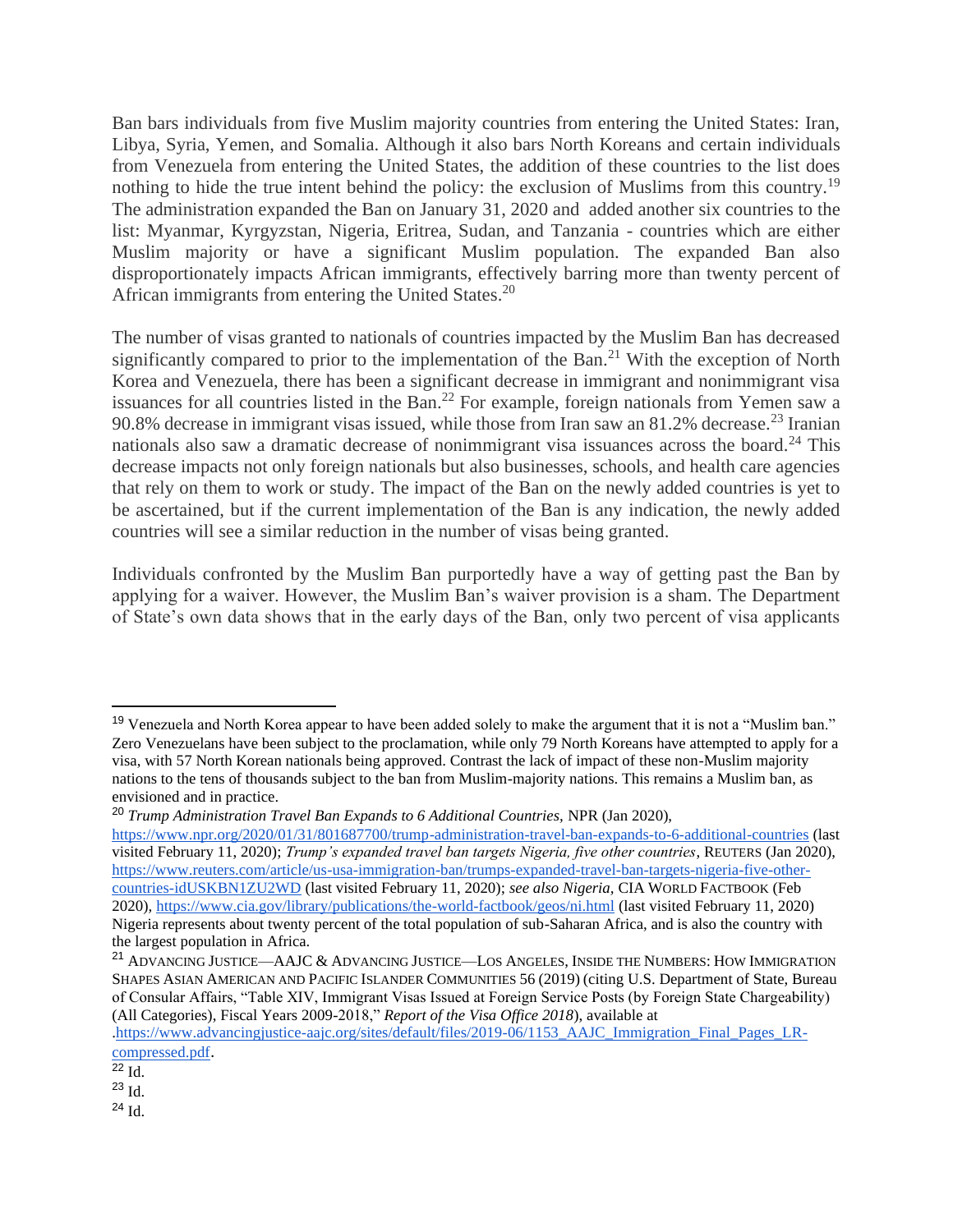Ban bars individuals from five Muslim majority countries from entering the United States: Iran, Libya, Syria, Yemen, and Somalia. Although it also bars North Koreans and certain individuals from Venezuela from entering the United States, the addition of these countries to the list does nothing to hide the true intent behind the policy: the exclusion of Muslims from this country.[19] The administration expanded the Ban on January 31, 2020 and added another six countries to the list: Myanmar, Kyrgyzstan, Nigeria, Eritrea, Sudan, and Tanzania - countries which are either Muslim majority or have a significant Muslim population. The expanded Ban also disproportionately impacts African immigrants, effectively barring more than twenty percent of African immigrants from entering the United States.[20]

The number of visas granted to nationals of countries impacted by the Muslim Ban has decreased significantly compared to prior to the implementation of the Ban.[21] With the exception of North Korea and Venezuela, there has been a significant decrease in immigrant and nonimmigrant visa issuances for all countries listed in the Ban.[22] For example, foreign nationals from Yemen saw a 90.8% decrease in immigrant visas issued, while those from Iran saw an 81.2% decrease.[23] Iranian nationals also saw a dramatic decrease of nonimmigrant visa issuances across the board.[24] This decrease impacts not only foreign nationals but also businesses, schools, and health care agencies that rely on them to work or study. The impact of the Ban on the newly added countries is yet to be ascertained, but if the current implementation of the Ban is any indication, the newly added countries will see a similar reduction in the number of visas being granted.

Individuals confronted by the Muslim Ban purportedly have a way of getting past the Ban by applying for a waiver. However, the Muslim Ban's waiver provision is a sham. The Department of State's own data shows that in the early days of the Ban, only two percent of visa applicants

---

[19] Venezuela and North Korea appear to have been added solely to make the argument that it is not a "Muslim ban." Zero Venezuelans have been subject to the proclamation, while only 79 North Koreans have attempted to apply for a visa, with 57 North Korean nationals being approved. Contrast the lack of impact of these non-Muslim majority nations to the tens of thousands subject to the ban from Muslim-majority nations. This remains a Muslim ban, as envisioned and in practice.

[20] *Trump Administration Travel Ban Expands to 6 Additional Countries,* NPR (Jan 2020), https://www.npr.org/2020/01/31/801687700/trump-administration-travel-ban-expands-to-6-additional-countries (last visited February 11, 2020); *Trump's expanded travel ban targets Nigeria, five other countries*, REUTERS (Jan 2020), https://www.reuters.com/article/us-usa-immigration-ban/trumps-expanded-travel-ban-targets-nigeria-five-other-countries-idUSKBN1ZU2WD (last visited February 11, 2020); *see also Nigeria,* CIA WORLD FACTBOOK (Feb 2020), https://www.cia.gov/library/publications/the-world-factbook/geos/ni.html (last visited February 11, 2020) Nigeria represents about twenty percent of the total population of sub-Saharan Africa, and is also the country with the largest population in Africa.

[21] ADVANCING JUSTICE—AAJC & ADVANCING JUSTICE—LOS ANGELES, INSIDE THE NUMBERS: HOW IMMIGRATION SHAPES ASIAN AMERICAN AND PACIFIC ISLANDER COMMUNITIES 56 (2019) (citing U.S. Department of State, Bureau of Consular Affairs, "Table XIV, Immigrant Visas Issued at Foreign Service Posts (by Foreign State Chargeability) (All Categories), Fiscal Years 2009-2018," *Report of the Visa Office 2018*), available at .https://www.advancingjustice-aajc.org/sites/default/files/2019-06/1153_AAJC_Immigration_Final_Pages_LR-compressed.pdf.

[22] Id.

[23] Id.

[24] Id.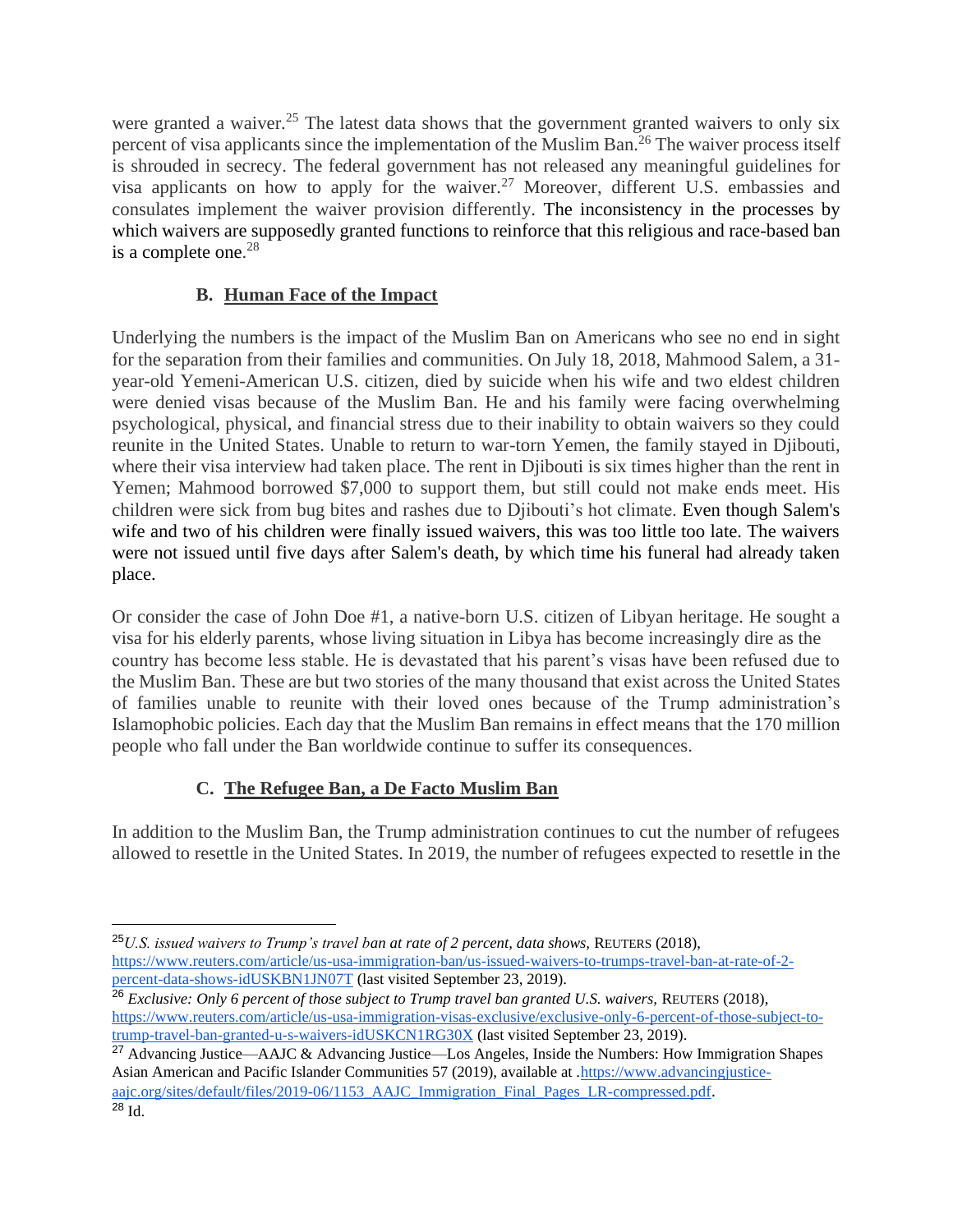were granted a waiver.[25] The latest data shows that the government granted waivers to only six percent of visa applicants since the implementation of the Muslim Ban.[26] The waiver process itself is shrouded in secrecy. The federal government has not released any meaningful guidelines for visa applicants on how to apply for the waiver.[27] Moreover, different U.S. embassies and consulates implement the waiver provision differently. The inconsistency in the processes by which waivers are supposedly granted functions to reinforce that this religious and race-based ban is a complete one.[28]

### B. Human Face of the Impact

Underlying the numbers is the impact of the Muslim Ban on Americans who see no end in sight for the separation from their families and communities. On July 18, 2018, Mahmood Salem, a 31-year-old Yemeni-American U.S. citizen, died by suicide when his wife and two eldest children were denied visas because of the Muslim Ban. He and his family were facing overwhelming psychological, physical, and financial stress due to their inability to obtain waivers so they could reunite in the United States. Unable to return to war-torn Yemen, the family stayed in Djibouti, where their visa interview had taken place. The rent in Djibouti is six times higher than the rent in Yemen; Mahmood borrowed $7,000 to support them, but still could not make ends meet. His children were sick from bug bites and rashes due to Djibouti's hot climate. Even though Salem's wife and two of his children were finally issued waivers, this was too little too late. The waivers were not issued until five days after Salem's death, by which time his funeral had already taken place.

Or consider the case of John Doe #1, a native-born U.S. citizen of Libyan heritage. He sought a visa for his elderly parents, whose living situation in Libya has become increasingly dire as the country has become less stable. He is devastated that his parent's visas have been refused due to the Muslim Ban. These are but two stories of the many thousand that exist across the United States of families unable to reunite with their loved ones because of the Trump administration's Islamophobic policies. Each day that the Muslim Ban remains in effect means that the 170 million people who fall under the Ban worldwide continue to suffer its consequences.

### C. The Refugee Ban, a De Facto Muslim Ban

In addition to the Muslim Ban, the Trump administration continues to cut the number of refugees allowed to resettle in the United States. In 2019, the number of refugees expected to resettle in the

---

[25] *U.S. issued waivers to Trump's travel ban at rate of 2 percent, data shows,* REUTERS (2018), https://www.reuters.com/article/us-usa-immigration-ban/us-issued-waivers-to-trumps-travel-ban-at-rate-of-2-percent-data-shows-idUSKBN1JN07T (last visited September 23, 2019).

[26] *Exclusive: Only 6 percent of those subject to Trump travel ban granted U.S. waivers,* REUTERS (2018), https://www.reuters.com/article/us-usa-immigration-visas-exclusive/exclusive-only-6-percent-of-those-subject-to-trump-travel-ban-granted-u-s-waivers-idUSKCN1RG30X (last visited September 23, 2019).

[27] Advancing Justice—AAJC & Advancing Justice—Los Angeles, Inside the Numbers: How Immigration Shapes Asian American and Pacific Islander Communities 57 (2019), available at .https://www.advancingjustice-aajc.org/sites/default/files/2019-06/1153_AAJC_Immigration_Final_Pages_LR-compressed.pdf.

[28] Id.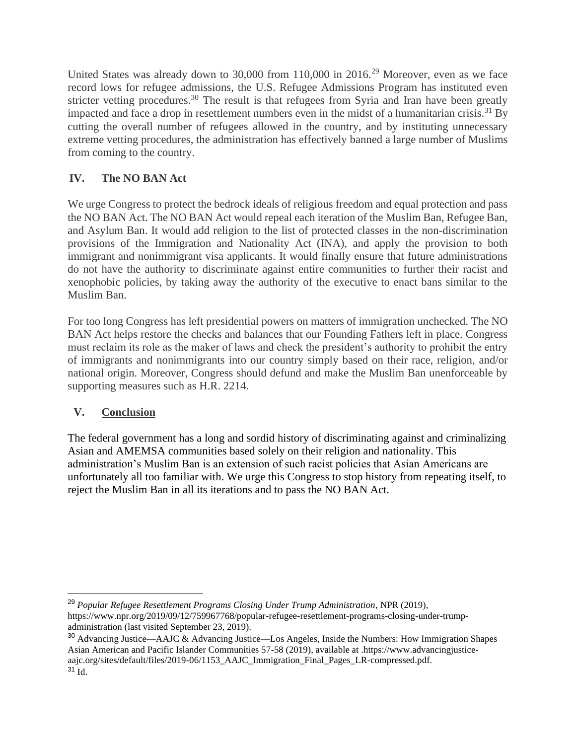United States was already down to 30,000 from 110,000 in 2016.[29] Moreover, even as we face record lows for refugee admissions, the U.S. Refugee Admissions Program has instituted even stricter vetting procedures.[30] The result is that refugees from Syria and Iran have been greatly impacted and face a drop in resettlement numbers even in the midst of a humanitarian crisis.[31] By cutting the overall number of refugees allowed in the country, and by instituting unnecessary extreme vetting procedures, the administration has effectively banned a large number of Muslims from coming to the country.

## IV. The NO BAN Act

We urge Congress to protect the bedrock ideals of religious freedom and equal protection and pass the NO BAN Act. The NO BAN Act would repeal each iteration of the Muslim Ban, Refugee Ban, and Asylum Ban. It would add religion to the list of protected classes in the non-discrimination provisions of the Immigration and Nationality Act (INA), and apply the provision to both immigrant and nonimmigrant visa applicants. It would finally ensure that future administrations do not have the authority to discriminate against entire communities to further their racist and xenophobic policies, by taking away the authority of the executive to enact bans similar to the Muslim Ban.

For too long Congress has left presidential powers on matters of immigration unchecked. The NO BAN Act helps restore the checks and balances that our Founding Fathers left in place. Congress must reclaim its role as the maker of laws and check the president's authority to prohibit the entry of immigrants and nonimmigrants into our country simply based on their race, religion, and/or national origin. Moreover, Congress should defund and make the Muslim Ban unenforceable by supporting measures such as H.R. 2214.

## V. Conclusion

The federal government has a long and sordid history of discriminating against and criminalizing Asian and AMEMSA communities based solely on their religion and nationality. This administration's Muslim Ban is an extension of such racist policies that Asian Americans are unfortunately all too familiar with. We urge this Congress to stop history from repeating itself, to reject the Muslim Ban in all its iterations and to pass the NO BAN Act.

---

[29] *Popular Refugee Resettlement Programs Closing Under Trump Administration*, NPR (2019), https://www.npr.org/2019/09/12/759967768/popular-refugee-resettlement-programs-closing-under-trump-administration (last visited September 23, 2019).

[30] Advancing Justice—AAJC & Advancing Justice—Los Angeles, Inside the Numbers: How Immigration Shapes Asian American and Pacific Islander Communities 57-58 (2019), available at .https://www.advancingjustice-aajc.org/sites/default/files/2019-06/1153_AAJC_Immigration_Final_Pages_LR-compressed.pdf.

[31] Id.